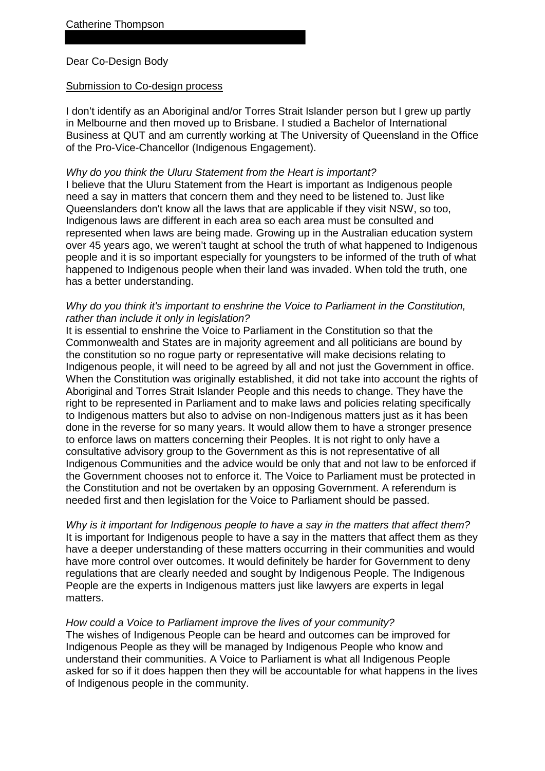Catherine Thompson

Dear Co-Design Body

Submission to Co-design process

I don't identify as an Aboriginal and/or Torres Strait Islander person but I grew up partly in Melbourne and then moved up to Brisbane. I studied a Bachelor of International Business at QUT and am currently working at The University of Queensland in the Office of the Pro-Vice-Chancellor (Indigenous Engagement).

*Why do you think the Uluru Statement from the Heart is important?*
I believe that the Uluru Statement from the Heart is important as Indigenous people need a say in matters that concern them and they need to be listened to. Just like Queenslanders don't know all the laws that are applicable if they visit NSW, so too, Indigenous laws are different in each area so each area must be consulted and represented when laws are being made. Growing up in the Australian education system over 45 years ago, we weren't taught at school the truth of what happened to Indigenous people and it is so important especially for youngsters to be informed of the truth of what happened to Indigenous people when their land was invaded. When told the truth, one has a better understanding.

*Why do you think it's important to enshrine the Voice to Parliament in the Constitution, rather than include it only in legislation?*
It is essential to enshrine the Voice to Parliament in the Constitution so that the Commonwealth and States are in majority agreement and all politicians are bound by the constitution so no rogue party or representative will make decisions relating to Indigenous people, it will need to be agreed by all and not just the Government in office. When the Constitution was originally established, it did not take into account the rights of Aboriginal and Torres Strait Islander People and this needs to change. They have the right to be represented in Parliament and to make laws and policies relating specifically to Indigenous matters but also to advise on non-Indigenous matters just as it has been done in the reverse for so many years. It would allow them to have a stronger presence to enforce laws on matters concerning their Peoples. It is not right to only have a consultative advisory group to the Government as this is not representative of all Indigenous Communities and the advice would be only that and not law to be enforced if the Government chooses not to enforce it. The Voice to Parliament must be protected in the Constitution and not be overtaken by an opposing Government. A referendum is needed first and then legislation for the Voice to Parliament should be passed.

*Why is it important for Indigenous people to have a say in the matters that affect them?*
It is important for Indigenous people to have a say in the matters that affect them as they have a deeper understanding of these matters occurring in their communities and would have more control over outcomes. It would definitely be harder for Government to deny regulations that are clearly needed and sought by Indigenous People. The Indigenous People are the experts in Indigenous matters just like lawyers are experts in legal matters.

*How could a Voice to Parliament improve the lives of your community?*
The wishes of Indigenous People can be heard and outcomes can be improved for Indigenous People as they will be managed by Indigenous People who know and understand their communities. A Voice to Parliament is what all Indigenous People asked for so if it does happen then they will be accountable for what happens in the lives of Indigenous people in the community.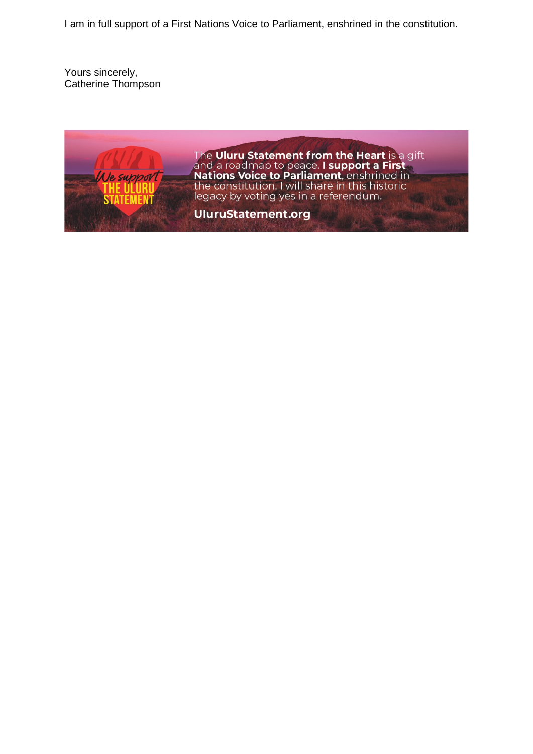I am in full support of a First Nations Voice to Parliament, enshrined in the constitution.

Yours sincerely,
Catherine Thompson

We support THE ULURU STATEMENT

The **Uluru Statement from the Heart** is a gift and a roadmap to peace. **I support a First Nations Voice to Parliament**, enshrined in the constitution. I will share in this historic legacy by voting yes in a referendum.

**UluruStatement.org**